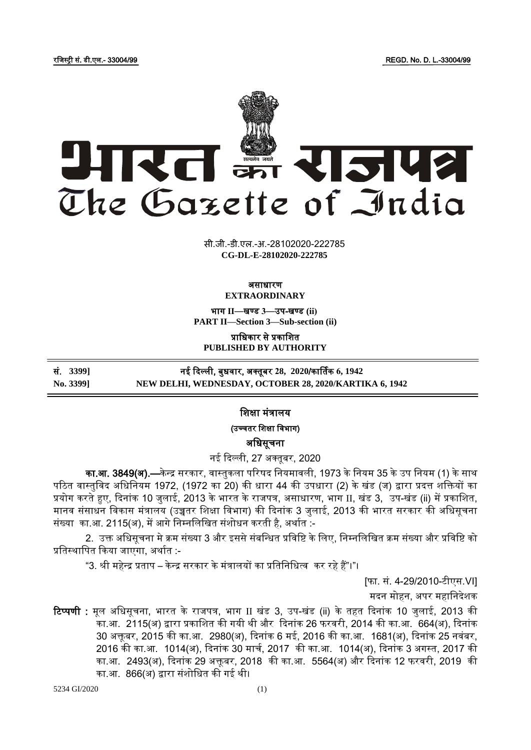रजिस्ट्री सं. डी.एल.- 33004/99 REGD. No. D. L.-33004/99

# भारत का राजपत्र
# The Gazette of India

सी.जी.-डी.एल.-अ.-28102020-222785
**CG-DL-E-28102020-222785**

असाधारण
**EXTRAORDINARY**

भाग II—खण्ड 3—उप-खण्ड (ii)
**PART II—Section 3—Sub-section (ii)**

प्राधिकार से प्रकाशित
**PUBLISHED BY AUTHORITY**

| सं. 3399] | नई दिल्ली, बुधवार, अक्तूबर 28, 2020/कार्तिक 6, 1942 |
|---|---|
| No. 3399] | NEW DELHI, WEDNESDAY, OCTOBER 28, 2020/KARTIKA 6, 1942 |

## शिक्षा मंत्रालय

### (उच्चतर शिक्षा विभाग)

### अधिसूचना

नई दिल्ली, 27 अक्तूबर, 2020

**का.आ. 3849(अ).**—केन्द्र सरकार, वास्तुकला परिषद नियमावली, 1973 के नियम 35 के उप नियम (1) के साथ पठित वास्तुविद अधिनियम 1972, (1972 का 20) की धारा 44 की उपधारा (2) के खंड (ज) द्वारा प्रदत्त शक्तियों का प्रयोग करते हुए, दिनांक 10 जुलाई, 2013 के भारत के राजपत्र, असाधारण, भाग II, खंड 3, उप-खंड (ii) में प्रकाशित, मानव संसाधन विकास मंत्रालय (उच्चतर शिक्षा विभाग) की दिनांक 3 जुलाई, 2013 की भारत सरकार की अधिसूचना संख्या का.आ. 2115(अ), में आगे निम्नलिखित संशोधन करती है, अर्थात :-

2. उक्त अधिसूचना मे क्रम संख्या 3 और इससे संबन्धित प्रविष्टि के लिए, निम्नलिखित क्रम संख्या और प्रविष्टि को प्रतिस्थापित किया जाएगा, अर्थात :-

"3. श्री महेन्द्र प्रताप – केन्द्र सरकार के मंत्रालयों का प्रतिनिधित्व कर रहे हैं"।"।

[फा. सं. 4-29/2010-टीएस.VI]

मदन मोहन, अपर महानिदेशक

**टिप्पणी :** मूल अधिसूचना, भारत के राजपत्र, भाग II खंड 3, उप-खंड (ii) के तहत दिनांक 10 जुलाई, 2013 की का.आ. 2115(अ) द्वारा प्रकाशित की गयी थी और दिनांक 26 फरवरी, 2014 की का.आ. 664(अ), दिनांक 30 अक्तूबर, 2015 की का.आ. 2980(अ), दिनांक 6 मई, 2016 की का.आ. 1681(अ), दिनांक 25 नवंबर, 2016 की का.आ. 1014(अ), दिनांक 30 मार्च, 2017 की का.आ. 1014(अ), दिनांक 3 अगस्त, 2017 की का.आ. 2493(अ), दिनांक 29 अक्तूबर, 2018 की का.आ. 5564(अ) और दिनांक 12 फरवरी, 2019 की का.आ. 866(अ) द्वारा संशोधित की गई थी।

5234 GI/2020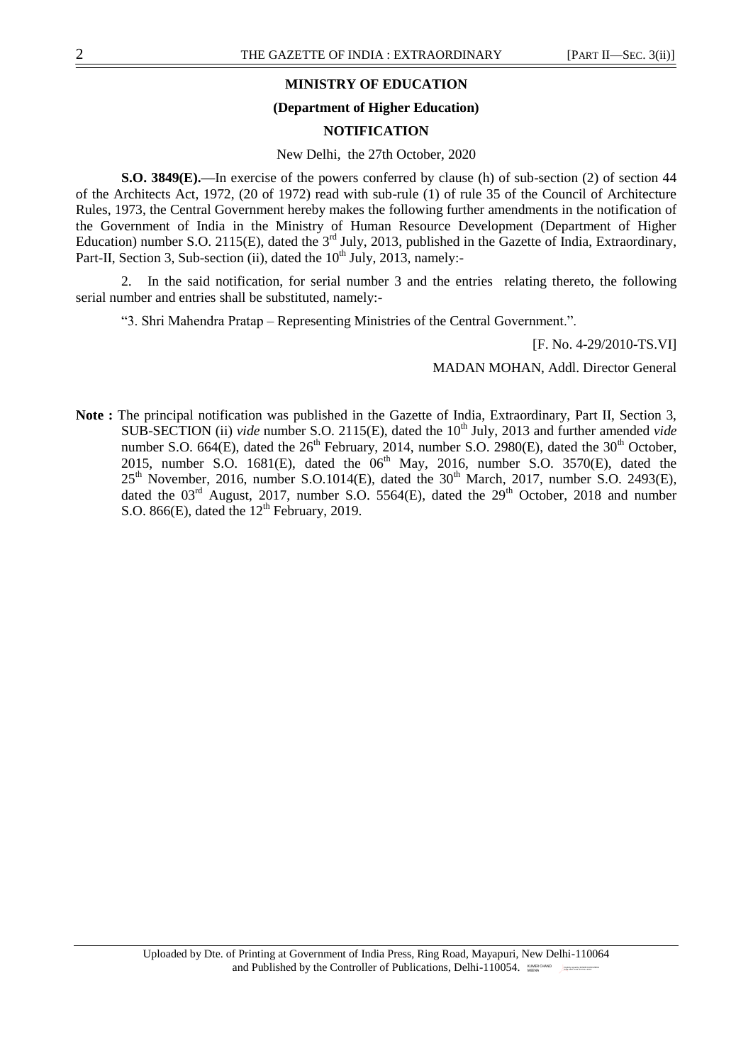## MINISTRY OF EDUCATION

### (Department of Higher Education)

### NOTIFICATION

New Delhi, the 27th October, 2020

**S.O. 3849(E).—**In exercise of the powers conferred by clause (h) of sub-section (2) of section 44 of the Architects Act, 1972, (20 of 1972) read with sub-rule (1) of rule 35 of the Council of Architecture Rules, 1973, the Central Government hereby makes the following further amendments in the notification of the Government of India in the Ministry of Human Resource Development (Department of Higher Education) number S.O. 2115(E), dated the 3rd July, 2013, published in the Gazette of India, Extraordinary, Part-II, Section 3, Sub-section (ii), dated the 10th July, 2013, namely:-

2. In the said notification, for serial number 3 and the entries relating thereto, the following serial number and entries shall be substituted, namely:-

"3. Shri Mahendra Pratap – Representing Ministries of the Central Government.".

[F. No. 4-29/2010-TS.VI]

MADAN MOHAN, Addl. Director General

**Note :** The principal notification was published in the Gazette of India, Extraordinary, Part II, Section 3, SUB-SECTION (ii) *vide* number S.O. 2115(E), dated the 10th July, 2013 and further amended *vide* number S.O. 664(E), dated the 26th February, 2014, number S.O. 2980(E), dated the 30th October, 2015, number S.O. 1681(E), dated the 06th May, 2016, number S.O. 3570(E), dated the 25th November, 2016, number S.O.1014(E), dated the 30th March, 2017, number S.O. 2493(E), dated the 03rd August, 2017, number S.O. 5564(E), dated the 29th October, 2018 and number S.O. 866(E), dated the 12th February, 2019.

Uploaded by Dte. of Printing at Government of India Press, Ring Road, Mayapuri, New Delhi-110064 and Published by the Controller of Publications, Delhi-110054.